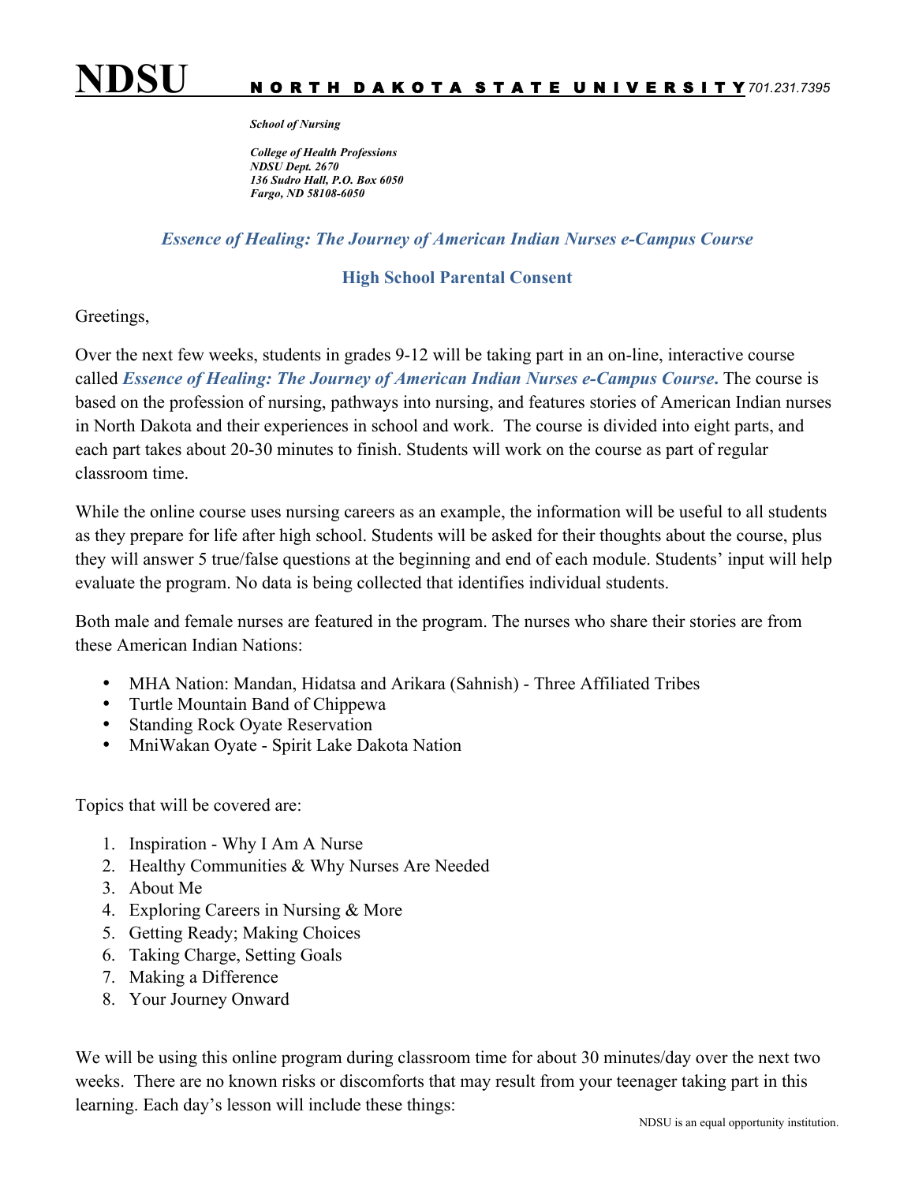# NDSU NORTH DAKOTA STATE UNIVERSITY 701.231.7395

***School of Nursing***

***College of Health Professions***
***NDSU Dept. 2670***
***136 Sudro Hall, P.O. Box 6050***
***Fargo, ND 58108-6050***

## *Essence of Healing: The Journey of American Indian Nurses e-Campus Course*

## High School Parental Consent

Greetings,

Over the next few weeks, students in grades 9-12 will be taking part in an on-line, interactive course called ***Essence of Healing: The Journey of American Indian Nurses e-Campus Course.*** The course is based on the profession of nursing, pathways into nursing, and features stories of American Indian nurses in North Dakota and their experiences in school and work. The course is divided into eight parts, and each part takes about 20-30 minutes to finish. Students will work on the course as part of regular classroom time.

While the online course uses nursing careers as an example, the information will be useful to all students as they prepare for life after high school. Students will be asked for their thoughts about the course, plus they will answer 5 true/false questions at the beginning and end of each module. Students' input will help evaluate the program. No data is being collected that identifies individual students.

Both male and female nurses are featured in the program. The nurses who share their stories are from these American Indian Nations:

- MHA Nation: Mandan, Hidatsa and Arikara (Sahnish) - Three Affiliated Tribes
- Turtle Mountain Band of Chippewa
- Standing Rock Oyate Reservation
- MniWakan Oyate - Spirit Lake Dakota Nation

Topics that will be covered are:

1. Inspiration - Why I Am A Nurse
2. Healthy Communities & Why Nurses Are Needed
3. About Me
4. Exploring Careers in Nursing & More
5. Getting Ready; Making Choices
6. Taking Charge, Setting Goals
7. Making a Difference
8. Your Journey Onward

We will be using this online program during classroom time for about 30 minutes/day over the next two weeks. There are no known risks or discomforts that may result from your teenager taking part in this learning. Each day's lesson will include these things:

NDSU is an equal opportunity institution.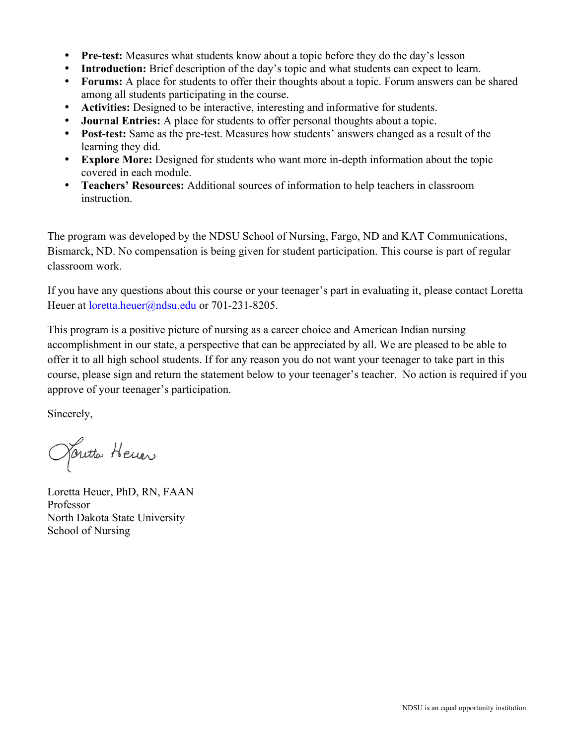- **Pre-test:** Measures what students know about a topic before they do the day's lesson
- **Introduction:** Brief description of the day's topic and what students can expect to learn.
- **Forums:** A place for students to offer their thoughts about a topic. Forum answers can be shared among all students participating in the course.
- **Activities:** Designed to be interactive, interesting and informative for students.
- **Journal Entries:** A place for students to offer personal thoughts about a topic.
- **Post-test:** Same as the pre-test. Measures how students' answers changed as a result of the learning they did.
- **Explore More:** Designed for students who want more in-depth information about the topic covered in each module.
- **Teachers' Resources:** Additional sources of information to help teachers in classroom instruction.

The program was developed by the NDSU School of Nursing, Fargo, ND and KAT Communications, Bismarck, ND. No compensation is being given for student participation. This course is part of regular classroom work.

If you have any questions about this course or your teenager's part in evaluating it, please contact Loretta Heuer at loretta.heuer@ndsu.edu or 701-231-8205.

This program is a positive picture of nursing as a career choice and American Indian nursing accomplishment in our state, a perspective that can be appreciated by all. We are pleased to be able to offer it to all high school students. If for any reason you do not want your teenager to take part in this course, please sign and return the statement below to your teenager's teacher. No action is required if you approve of your teenager's participation.

Sincerely,

Loretta Heuer

Loretta Heuer, PhD, RN, FAAN
Professor
North Dakota State University
School of Nursing

NDSU is an equal opportunity institution.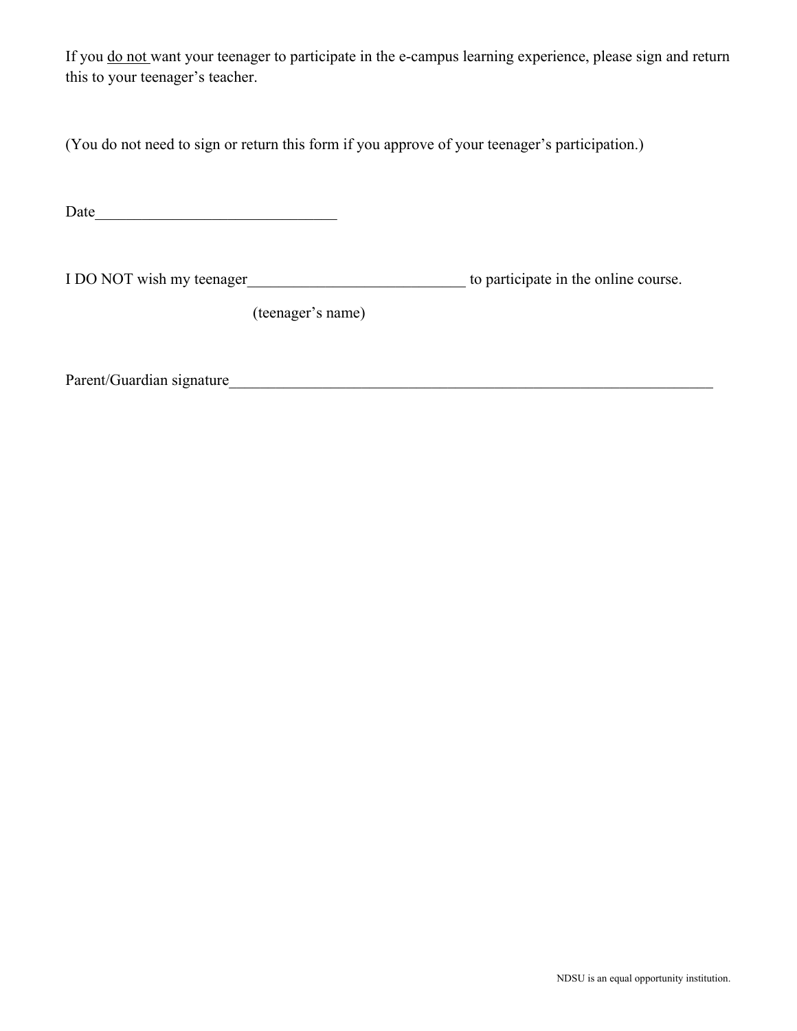If you <u>do not</u> want your teenager to participate in the e-campus learning experience, please sign and return this to your teenager's teacher.

(You do not need to sign or return this form if you approve of your teenager's participation.)

Date_______________________________

I DO NOT wish my teenager___________________________ to participate in the online course.

(teenager's name)

Parent/Guardian signature______________________________________________________________

NDSU is an equal opportunity institution.